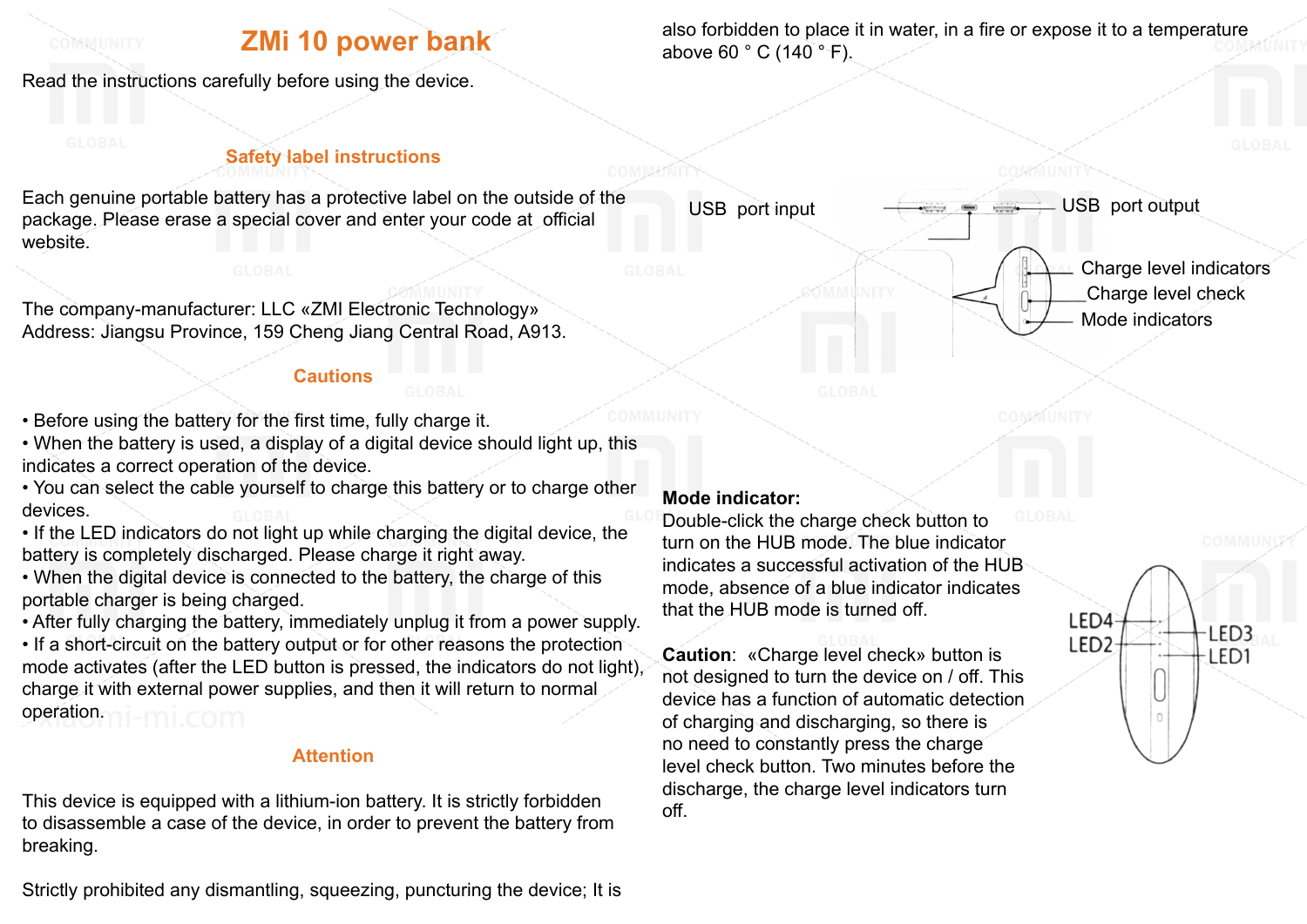# ZMi 10 power bank

Read the instructions carefully before using the device.

## Safety label instructions

Each genuine portable battery has a protective label on the outside of the package. Please erase a special cover and enter your code at official website.

The company-manufacturer: LLC «ZMI Electronic Technology»
Address: Jiangsu Province, 159 Cheng Jiang Central Road, A913.

## Cautions

• Before using the battery for the first time, fully charge it.
• When the battery is used, a display of a digital device should light up, this indicates a correct operation of the device.
• You can select the cable yourself to charge this battery or to charge other devices.
• If the LED indicators do not light up while charging the digital device, the battery is completely discharged. Please charge it right away.
• When the digital device is connected to the battery, the charge of this portable charger is being charged.
• After fully charging the battery, immediately unplug it from a power supply.
• If a short-circuit on the battery output or for other reasons the protection mode activates (after the LED button is pressed, the indicators do not light), charge it with external power supplies, and then it will return to normal operation.

## Attention

This device is equipped with a lithium-ion battery. It is strictly forbidden to disassemble a case of the device, in order to prevent the battery from breaking.

Strictly prohibited any dismantling, squeezing, puncturing the device; It is also forbidden to place it in water, in a fire or expose it to a temperature above 60 ° C (140 ° F).

USB port input

USB port output

Charge level indicators

Charge level check

Mode indicators

**Mode indicator:**
Double-click the charge check button to turn on the HUB mode. The blue indicator indicates a successful activation of the HUB mode, absence of a blue indicator indicates that the HUB mode is turned off.

**Caution**: «Charge level check» button is not designed to turn the device on / off. This device has a function of automatic detection of charging and discharging, so there is no need to constantly press the charge level check button. Two minutes before the discharge, the charge level indicators turn off.

LED4 LED3
LED2 LED1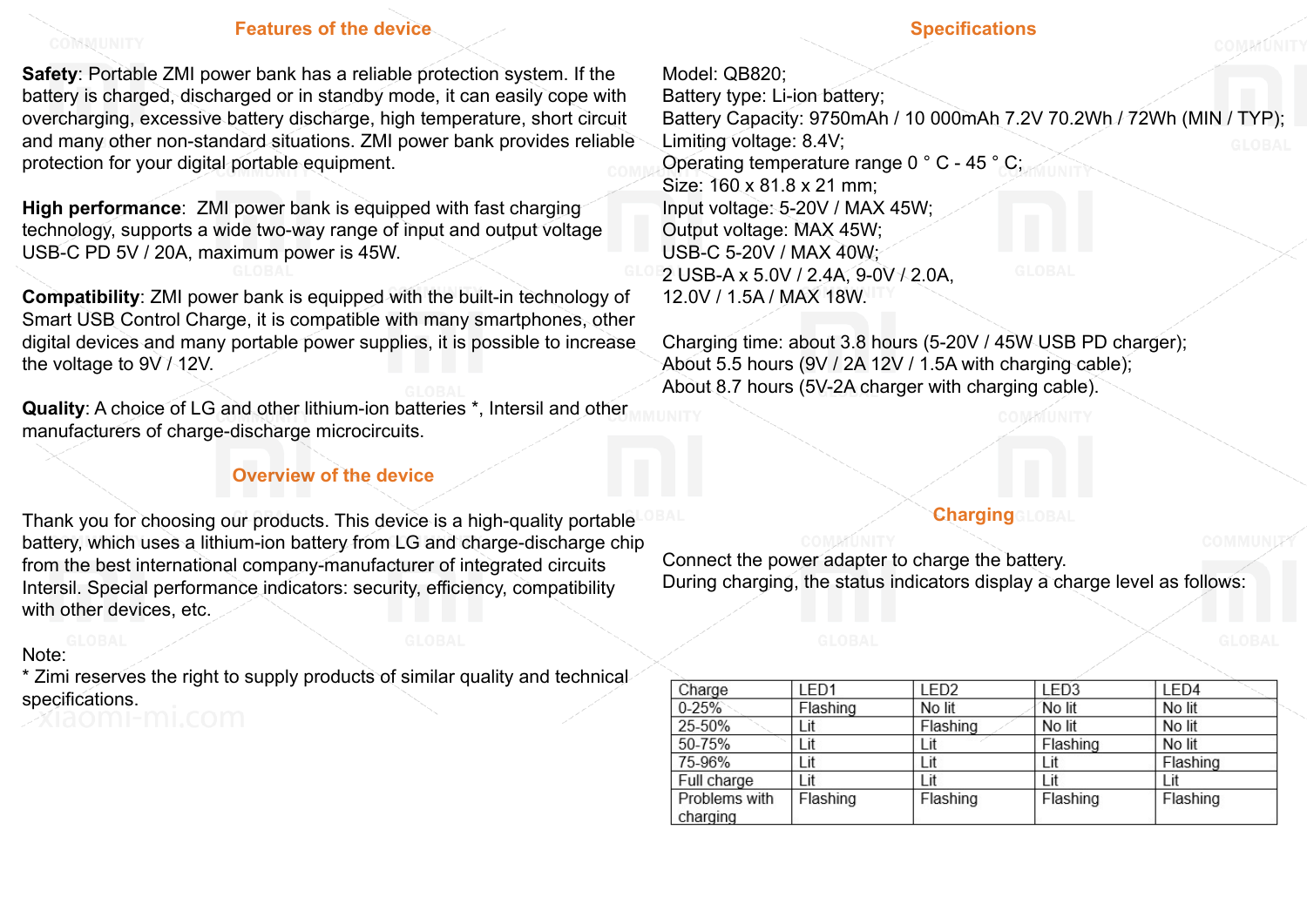## Features of the device

**Safety**: Portable ZMI power bank has a reliable protection system. If the battery is charged, discharged or in standby mode, it can easily cope with overcharging, excessive battery discharge, high temperature, short circuit and many other non-standard situations. ZMI power bank provides reliable protection for your digital portable equipment.

**High performance**: ZMI power bank is equipped with fast charging technology, supports a wide two-way range of input and output voltage USB-C PD 5V / 20A, maximum power is 45W.

**Compatibility**: ZMI power bank is equipped with the built-in technology of Smart USB Control Charge, it is compatible with many smartphones, other digital devices and many portable power supplies, it is possible to increase the voltage to 9V / 12V.

**Quality**: A choice of LG and other lithium-ion batteries *, Intersil and other manufacturers of charge-discharge microcircuits.

## Overview of the device

Thank you for choosing our products. This device is a high-quality portable battery, which uses a lithium-ion battery from LG and charge-discharge chip from the best international company-manufacturer of integrated circuits Intersil. Special performance indicators: security, efficiency, compatibility with other devices, etc.

Note:
* Zimi reserves the right to supply products of similar quality and technical specifications.

## Specifications

Model: QB820;
Battery type: Li-ion battery;
Battery Capacity: 9750mAh / 10 000mAh 7.2V 70.2Wh / 72Wh (MIN / TYP);
Limiting voltage: 8.4V;
Operating temperature range 0 ° C - 45 ° C;
Size: 160 x 81.8 x 21 mm;
Input voltage: 5-20V / MAX 45W;
Output voltage: MAX 45W;
USB-C 5-20V / MAX 40W;
2 USB-A x 5.0V / 2.4A, 9-0V / 2.0A,
12.0V / 1.5A / MAX 18W.

Charging time: about 3.8 hours (5-20V / 45W USB PD charger);
About 5.5 hours (9V / 2A 12V / 1.5A with charging cable);
About 8.7 hours (5V-2A charger with charging cable).

## Charging

Connect the power adapter to charge the battery.
During charging, the status indicators display a charge level as follows:

| Charge | LED1 | LED2 | LED3 | LED4 |
|---|---|---|---|---|
| 0-25% | Flashing | No lit | No lit | No lit |
| 25-50% | Lit | Flashing | No lit | No lit |
| 50-75% | Lit | Lit | Flashing | No lit |
| 75-96% | Lit | Lit | Lit | Flashing |
| Full charge | Lit | Lit | Lit | Lit |
| Problems with charging | Flashing | Flashing | Flashing | Flashing |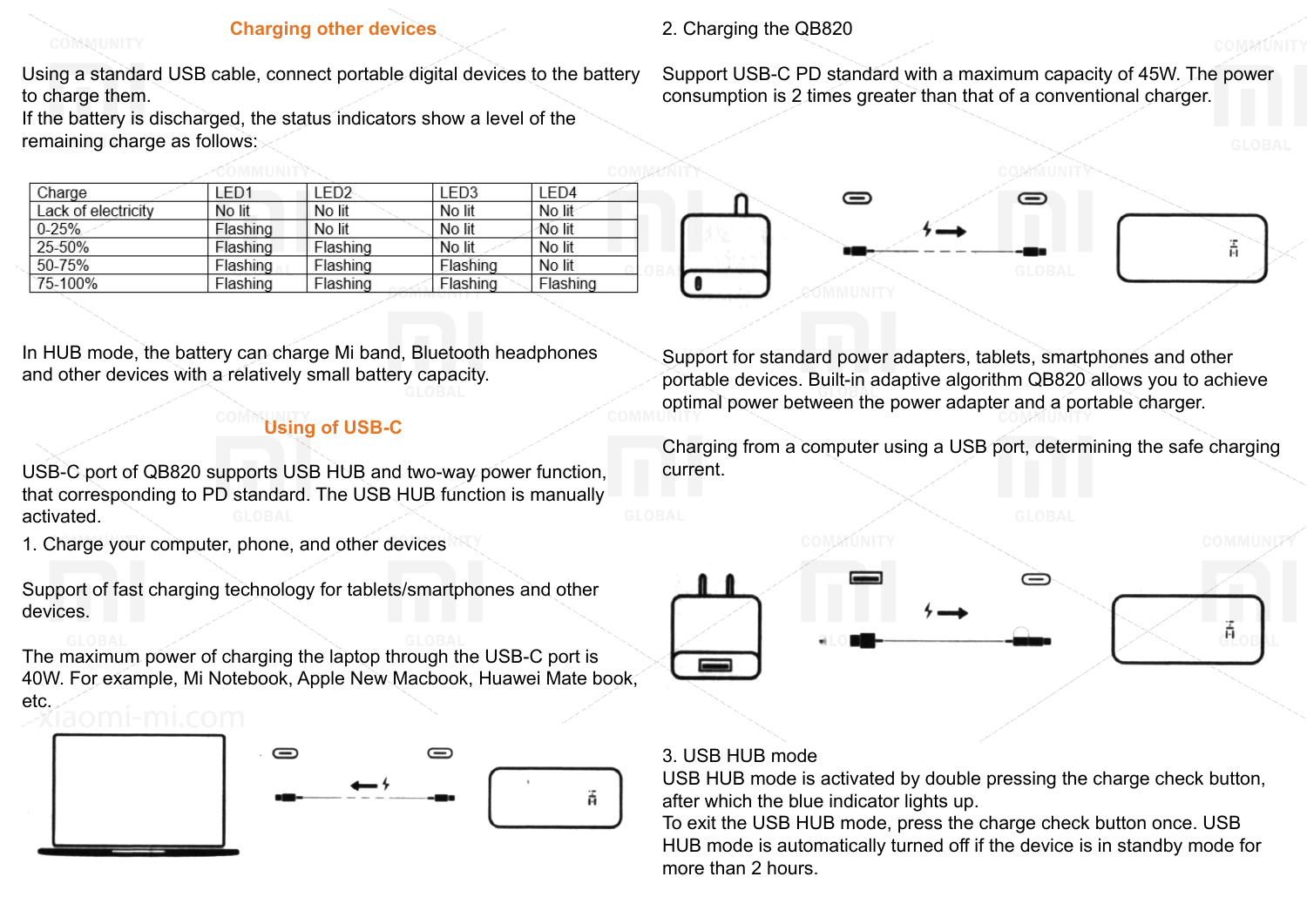## Charging other devices

Using a standard USB cable, connect portable digital devices to the battery to charge them.
If the battery is discharged, the status indicators show a level of the remaining charge as follows:

| Charge | LED1 | LED2 | LED3 | LED4 |
|---|---|---|---|---|
| Lack of electricity | No lit | No lit | No lit | No lit |
| 0-25% | Flashing | No lit | No lit | No lit |
| 25-50% | Flashing | Flashing | No lit | No lit |
| 50-75% | Flashing | Flashing | Flashing | No lit |
| 75-100% | Flashing | Flashing | Flashing | Flashing |

In HUB mode, the battery can charge Mi band, Bluetooth headphones and other devices with a relatively small battery capacity.

## Using of USB-C

USB-C port of QB820 supports USB HUB and two-way power function, that corresponding to PD standard. The USB HUB function is manually activated.

1. Charge your computer, phone, and other devices

Support of fast charging technology for tablets/smartphones and other devices.

The maximum power of charging the laptop through the USB-C port is 40W. For example, Mi Notebook, Apple New Macbook, Huawei Mate book, etc.

2. Charging the QB820

Support USB-C PD standard with a maximum capacity of 45W. The power consumption is 2 times greater than that of a conventional charger.

Support for standard power adapters, tablets, smartphones and other portable devices. Built-in adaptive algorithm QB820 allows you to achieve optimal power between the power adapter and a portable charger.

Charging from a computer using a USB port, determining the safe charging current.

3. USB HUB mode
USB HUB mode is activated by double pressing the charge check button, after which the blue indicator lights up.
To exit the USB HUB mode, press the charge check button once. USB HUB mode is automatically turned off if the device is in standby mode for more than 2 hours.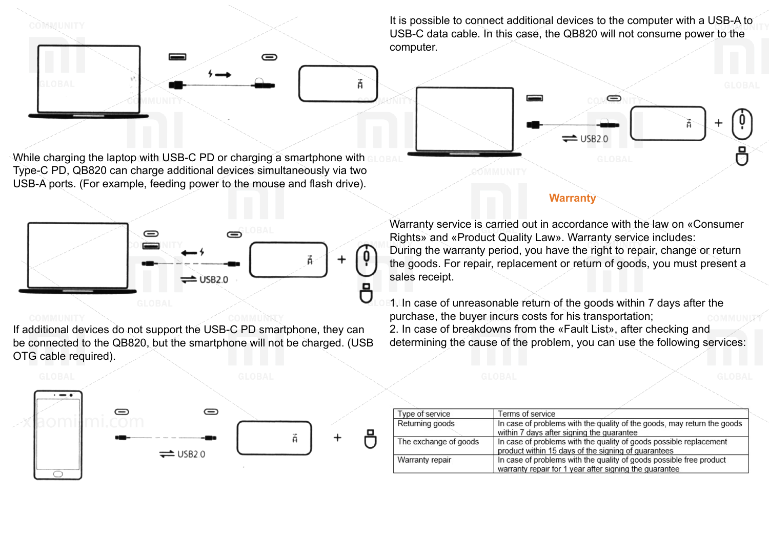While charging the laptop with USB-C PD or charging a smartphone with Type-C PD, QB820 can charge additional devices simultaneously via two USB-A ports. (For example, feeding power to the mouse and flash drive).

USB2.0

If additional devices do not support the USB-C PD smartphone, they can be connected to the QB820, but the smartphone will not be charged. (USB OTG cable required).

USB2.0

It is possible to connect additional devices to the computer with a USB-A to USB-C data cable. In this case, the QB820 will not consume power to the computer.

USB2.0

## Warranty

Warranty service is carried out in accordance with the law on «Consumer Rights» and «Product Quality Law». Warranty service includes:
During the warranty period, you have the right to repair, change or return the goods. For repair, replacement or return of goods, you must present a sales receipt.

1. In case of unreasonable return of the goods within 7 days after the purchase, the buyer incurs costs for his transportation;
2. In case of breakdowns from the «Fault List», after checking and determining the cause of the problem, you can use the following services:

| Type of service | Terms of service |
|---|---|
| Returning goods | In case of problems with the quality of the goods, may return the goods within 7 days after signing the guarantee |
| The exchange of goods | In case of problems with the quality of goods possible replacement product within 15 days of the signing of guarantees |
| Warranty repair | In case of problems with the quality of goods possible free product warranty repair for 1 year after signing the guarantee |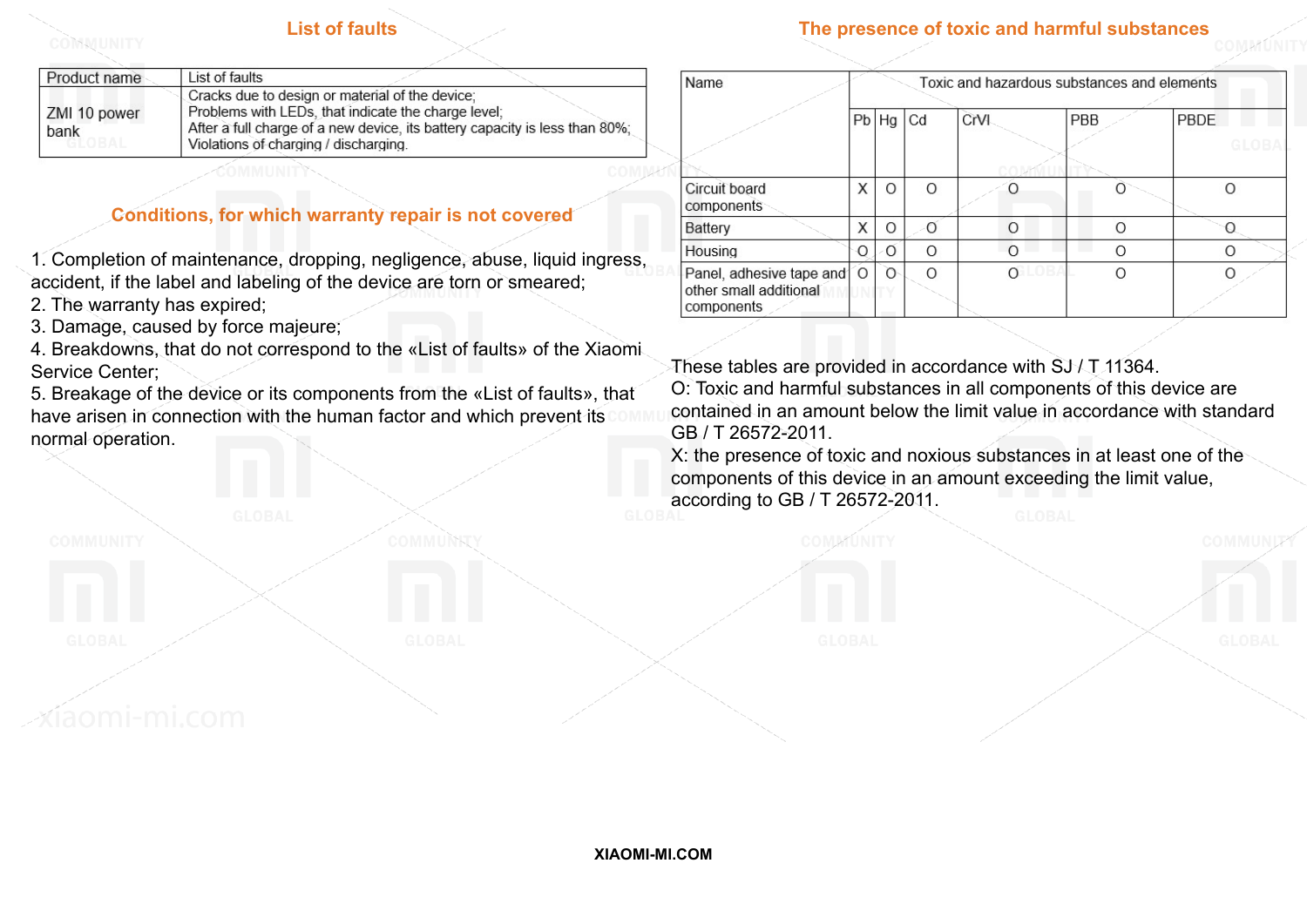## List of faults

| Product name | List of faults |
|---|---|
| ZMI 10 power bank | Cracks due to design or material of the device;<br>Problems with LEDs, that indicate the charge level;<br>After a full charge of a new device, its battery capacity is less than 80%;<br>Violations of charging / discharging. |

## Conditions, for which warranty repair is not covered

1. Completion of maintenance, dropping, negligence, abuse, liquid ingress, accident, if the label and labeling of the device are torn or smeared;
2. The warranty has expired;
3. Damage, caused by force majeure;
4. Breakdowns, that do not correspond to the «List of faults» of the Xiaomi Service Center;
5. Breakage of the device or its components from the «List of faults», that have arisen in connection with the human factor and which prevent its normal operation.

## The presence of toxic and harmful substances

| Name | Toxic and hazardous substances and elements | | | | | |
|---|---|---|---|---|---|---|
| | Pb | Hg | Cd | CrVI | PBB | PBDE |
| Circuit board components | X | O | O | O | O | O |
| Battery | X | O | O | O | O | O |
| Housing | O | O | O | O | O | O |
| Panel, adhesive tape and other small additional components | O | O | O | O | O | O |

These tables are provided in accordance with SJ / T 11364.
O: Toxic and harmful substances in all components of this device are contained in an amount below the limit value in accordance with standard GB / T 26572-2011.
X: the presence of toxic and noxious substances in at least one of the components of this device in an amount exceeding the limit value, according to GB / T 26572-2011.